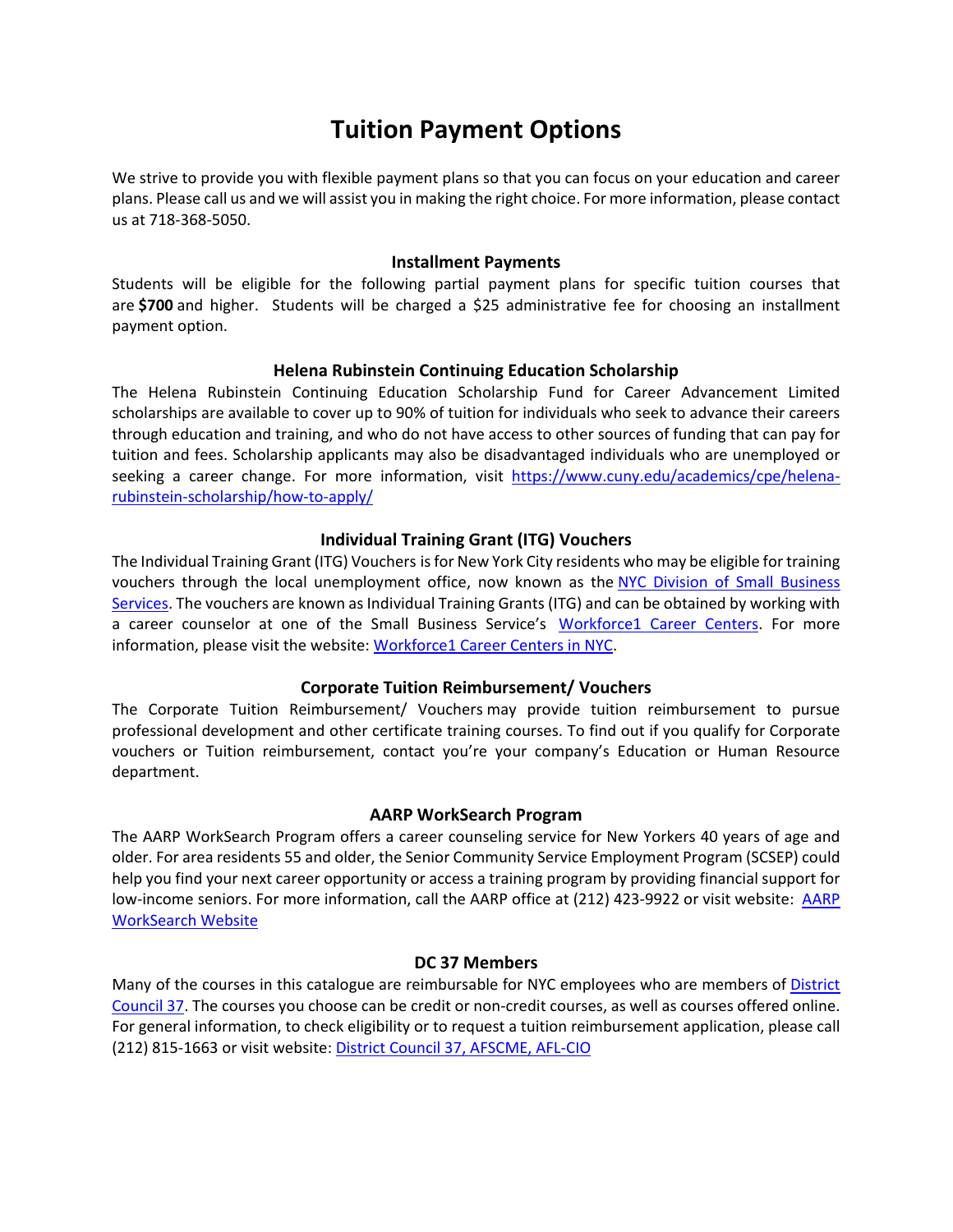# Tuition Payment Options

We strive to provide you with flexible payment plans so that you can focus on your education and career plans. Please call us and we will assist you in making the right choice. For more information, please contact us at 718-368-5050.

### Installment Payments

Students will be eligible for the following partial payment plans for specific tuition courses that are **$700** and higher. Students will be charged a $25 administrative fee for choosing an installment payment option.

### Helena Rubinstein Continuing Education Scholarship

The Helena Rubinstein Continuing Education Scholarship Fund for Career Advancement Limited scholarships are available to cover up to 90% of tuition for individuals who seek to advance their careers through education and training, and who do not have access to other sources of funding that can pay for tuition and fees. Scholarship applicants may also be disadvantaged individuals who are unemployed or seeking a career change. For more information, visit [https://www.cuny.edu/academics/cpe/helena-rubinstein-scholarship/how-to-apply/](https://www.cuny.edu/academics/cpe/helena-rubinstein-scholarship/how-to-apply/)

### Individual Training Grant (ITG) Vouchers

The Individual Training Grant (ITG) Vouchers is for New York City residents who may be eligible for training vouchers through the local unemployment office, now known as the NYC Division of Small Business Services. The vouchers are known as Individual Training Grants (ITG) and can be obtained by working with a career counselor at one of the Small Business Service's Workforce1 Career Centers. For more information, please visit the website: Workforce1 Career Centers in NYC.

### Corporate Tuition Reimbursement/ Vouchers

The Corporate Tuition Reimbursement/ Vouchers may provide tuition reimbursement to pursue professional development and other certificate training courses. To find out if you qualify for Corporate vouchers or Tuition reimbursement, contact you're your company's Education or Human Resource department.

### AARP WorkSearch Program

The AARP WorkSearch Program offers a career counseling service for New Yorkers 40 years of age and older. For area residents 55 and older, the Senior Community Service Employment Program (SCSEP) could help you find your next career opportunity or access a training program by providing financial support for low-income seniors. For more information, call the AARP office at (212) 423-9922 or visit website: AARP WorkSearch Website

### DC 37 Members

Many of the courses in this catalogue are reimbursable for NYC employees who are members of District Council 37. The courses you choose can be credit or non-credit courses, as well as courses offered online. For general information, to check eligibility or to request a tuition reimbursement application, please call (212) 815-1663 or visit website: District Council 37, AFSCME, AFL-CIO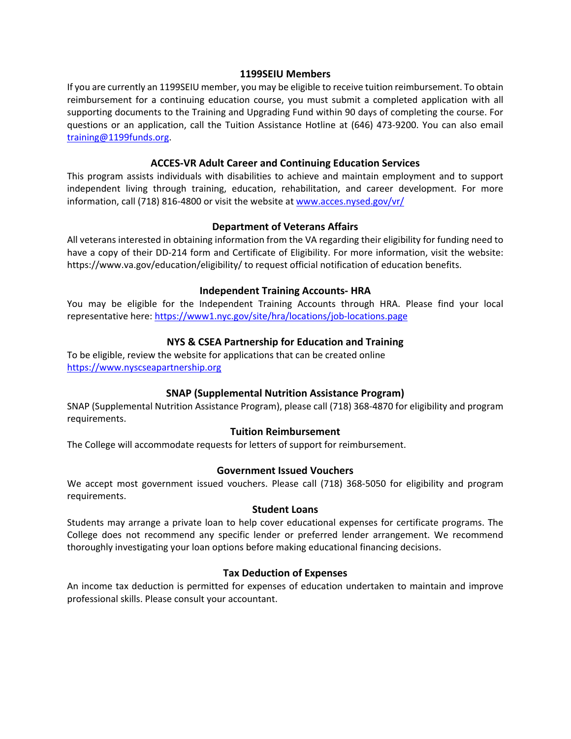### 1199SEIU Members

If you are currently an 1199SEIU member, you may be eligible to receive tuition reimbursement. To obtain reimbursement for a continuing education course, you must submit a completed application with all supporting documents to the Training and Upgrading Fund within 90 days of completing the course. For questions or an application, call the Tuition Assistance Hotline at (646) 473-9200. You can also email [training@1199funds.org](mailto:training@1199funds.org).

### ACCES-VR Adult Career and Continuing Education Services

This program assists individuals with disabilities to achieve and maintain employment and to support independent living through training, education, rehabilitation, and career development. For more information, call (718) 816-4800 or visit the website at [www.acces.nysed.gov/vr/](http://www.acces.nysed.gov/vr/)

### Department of Veterans Affairs

All veterans interested in obtaining information from the VA regarding their eligibility for funding need to have a copy of their DD-214 form and Certificate of Eligibility. For more information, visit the website: https://www.va.gov/education/eligibility/ to request official notification of education benefits.

### Independent Training Accounts- HRA

You may be eligible for the Independent Training Accounts through HRA. Please find your local representative here: [https://www1.nyc.gov/site/hra/locations/job-locations.page](https://www1.nyc.gov/site/hra/locations/job-locations.page)

### NYS & CSEA Partnership for Education and Training

To be eligible, review the website for applications that can be created online
[https://www.nyscseapartnership.org](https://www.nyscseapartnership.org)

### SNAP (Supplemental Nutrition Assistance Program)

SNAP (Supplemental Nutrition Assistance Program), please call (718) 368-4870 for eligibility and program requirements.

### Tuition Reimbursement

The College will accommodate requests for letters of support for reimbursement.

### Government Issued Vouchers

We accept most government issued vouchers. Please call (718) 368-5050 for eligibility and program requirements.

### Student Loans

Students may arrange a private loan to help cover educational expenses for certificate programs. The College does not recommend any specific lender or preferred lender arrangement. We recommend thoroughly investigating your loan options before making educational financing decisions.

### Tax Deduction of Expenses

An income tax deduction is permitted for expenses of education undertaken to maintain and improve professional skills. Please consult your accountant.